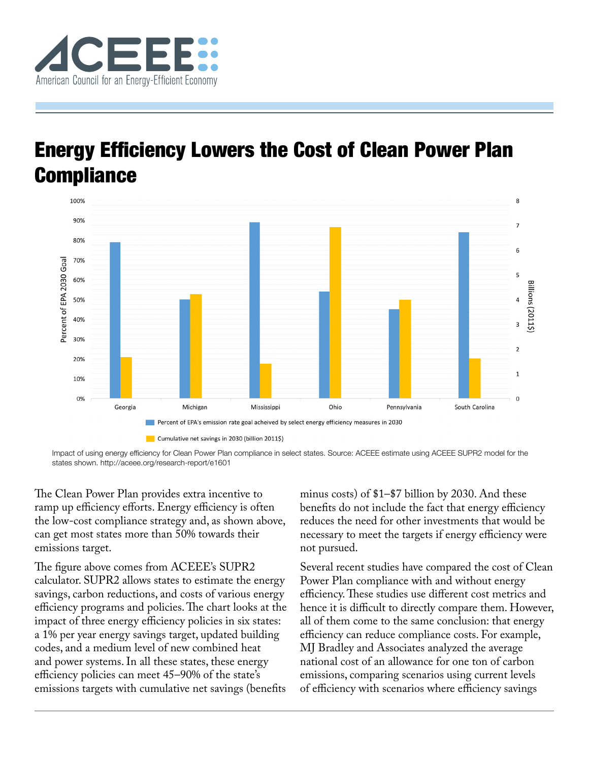ACEEE

American Council for an Energy-Efficient Economy

# Energy Efficiency Lowers the Cost of Clean Power Plan Compliance

Impact of using energy efficiency for Clean Power Plan compliance in select states. Source: ACEEE estimate using ACEEE SUPR2 model for the states shown. http://aceee.org/research-report/e1601

The Clean Power Plan provides extra incentive to ramp up efficiency efforts. Energy efficiency is often the low-cost compliance strategy and, as shown above, can get most states more than 50% towards their emissions target.

The figure above comes from ACEEE's SUPR2 calculator. SUPR2 allows states to estimate the energy savings, carbon reductions, and costs of various energy efficiency programs and policies. The chart looks at the impact of three energy efficiency policies in six states: a 1% per year energy savings target, updated building codes, and a medium level of new combined heat and power systems. In all these states, these energy efficiency policies can meet 45–90% of the state's emissions targets with cumulative net savings (benefits minus costs) of $1–$7 billion by 2030. And these benefits do not include the fact that energy efficiency reduces the need for other investments that would be necessary to meet the targets if energy efficiency were not pursued.

Several recent studies have compared the cost of Clean Power Plan compliance with and without energy efficiency. These studies use different cost metrics and hence it is difficult to directly compare them. However, all of them come to the same conclusion: that energy efficiency can reduce compliance costs. For example, MJ Bradley and Associates analyzed the average national cost of an allowance for one ton of carbon emissions, comparing scenarios using current levels of efficiency with scenarios where efficiency savings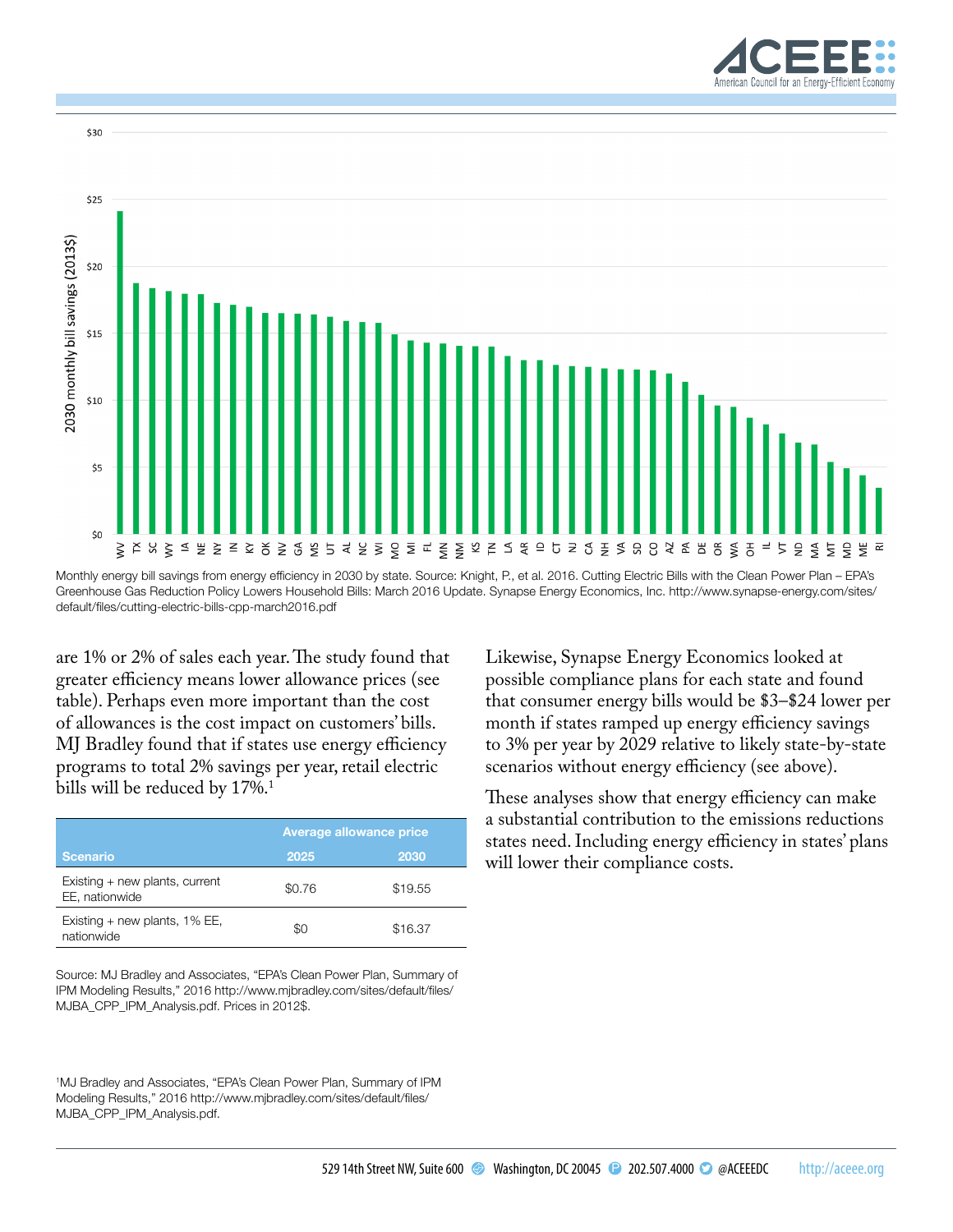$30

$25

$20

$15

$10

$5

$0

2030 monthly bill savings (2013$)

WV TX SC WY IA NE NY IN KY OK NV GA MS UT AL NC WI MO MI FL MN NM KS TN LA AR ID CT NJ CA NH VA SD CO AZ PA DE OR WA OH IL VT ND MA MT MD ME RI

Monthly energy bill savings from energy efficiency in 2030 by state. Source: Knight, P., et al. 2016. Cutting Electric Bills with the Clean Power Plan – EPA's Greenhouse Gas Reduction Policy Lowers Household Bills: March 2016 Update. Synapse Energy Economics, Inc. http://www.synapse-energy.com/sites/default/files/cutting-electric-bills-cpp-march2016.pdf

are 1% or 2% of sales each year. The study found that greater efficiency means lower allowance prices (see table). Perhaps even more important than the cost of allowances is the cost impact on customers' bills. MJ Bradley found that if states use energy efficiency programs to total 2% savings per year, retail electric bills will be reduced by 17%.[1]

| Scenario | Average allowance price | |
|---|---|---|
| | 2025 | 2030 |
| Existing + new plants, current EE, nationwide | $0.76 | $19.55 |
| Existing + new plants, 1% EE, nationwide | $0 | $16.37 |

Source: MJ Bradley and Associates, "EPA's Clean Power Plan, Summary of IPM Modeling Results," 2016 http://www.mjbradley.com/sites/default/files/MJBA_CPP_IPM_Analysis.pdf. Prices in 2012$.

Likewise, Synapse Energy Economics looked at possible compliance plans for each state and found that consumer energy bills would be $3–$24 lower per month if states ramped up energy efficiency savings to 3% per year by 2029 relative to likely state-by-state scenarios without energy efficiency (see above).

These analyses show that energy efficiency can make a substantial contribution to the emissions reductions states need. Including energy efficiency in states' plans will lower their compliance costs.

[1]MJ Bradley and Associates, "EPA's Clean Power Plan, Summary of IPM Modeling Results," 2016 http://www.mjbradley.com/sites/default/files/MJBA_CPP_IPM_Analysis.pdf.